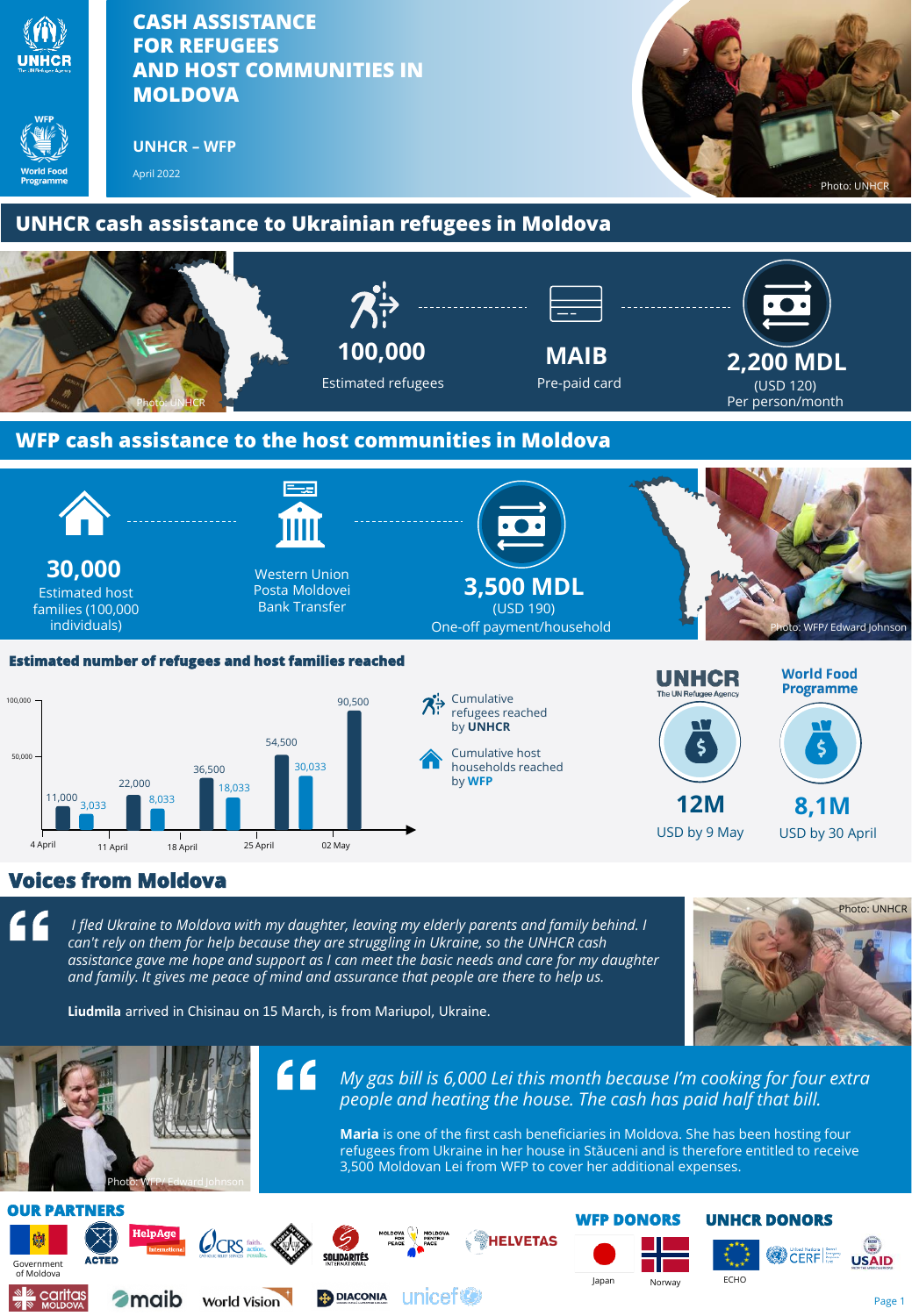# CASH ASSISTANCE FOR REFUGEES AND HOST COMMUNITIES IN MOLDOVA

**UNHCR – WFP**

April 2022

Photo: UNHCR

## UNHCR cash assistance to Ukrainian refugees in Moldova

Photo: UNHCR

**100,000**
Estimated refugees

**MAIB**
Pre-paid card

**2,200 MDL**
(USD 120)
Per person/month

## WFP cash assistance to the host communities in Moldova

**30,000**
Estimated host families (100,000 individuals)

Western Union
Posta Moldovei
Bank Transfer

**3,500 MDL**
(USD 190)
One-off payment/household

Photo: WFP/ Edward Johnson

### Estimated number of refugees and host families reached

| Date | Cumulative refugees reached by UNHCR | Cumulative host households reached by WFP |
| --- | --- | --- |
| 4 April | 11,000 | 3,033 |
| 11 April | 22,000 | 8,033 |
| 18 April | 36,500 | 18,033 |
| 25 April | 54,500 | 30,033 |
| 02 May | 90,500 | |

**UNHCR** – The UN Refugee Agency
**12M**
USD by 9 May

**World Food Programme**
**8,1M**
USD by 30 April

## Voices from Moldova

*I fled Ukraine to Moldova with my daughter, leaving my elderly parents and family behind. I can't rely on them for help because they are struggling in Ukraine, so the UNHCR cash assistance gave me hope and assurance as I can meet the basic needs and care for my daughter and family. It gives me peace of mind and assurance that people are there to help us.*

**Liudmila** arrived in Chisinau on 15 March, is from Mariupol, Ukraine.

Photo: UNHCR

*My gas bill is 6,000 Lei this month because I'm cooking for four extra people and heating the house. The cash has paid half that bill.*

**Maria** is one of the first cash beneficiaries in Moldova. She has been hosting four refugees from Ukraine in her house in Stăuceni and is therefore entitled to receive 3,500 Moldovan Lei from WFP to cover her additional expenses.

Photo: WFP/ Edward Johnson

## OUR PARTNERS

Government of Moldova, ACTED, HelpAge International, CRS, Solidarités International, Moldova for Peace, Moldova pentru Pace, Helvetas, Caritas Moldova, maib, World Vision, Diaconia, unicef

## WFP DONORS

Japan, Norway

## UNHCR DONORS

ECHO, CERF, USAID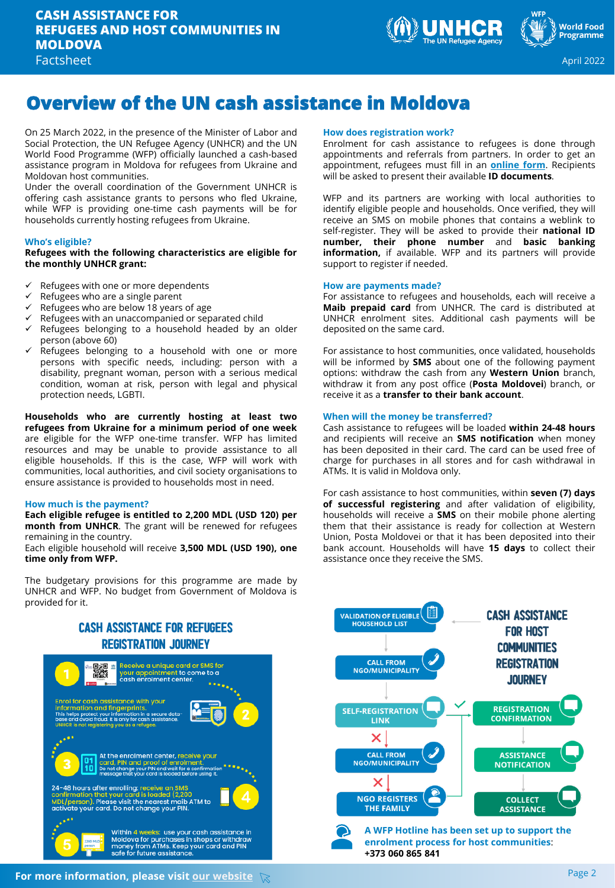# Overview of the UN cash assistance in Moldova

On 25 March 2022, in the presence of the Minister of Labor and Social Protection, the UN Refugee Agency (UNHCR) and the UN World Food Programme (WFP) officially launched a cash-based assistance program in Moldova for refugees from Ukraine and Moldovan host communities.

Under the overall coordination of the Government UNHCR is offering cash assistance grants to persons who fled Ukraine, while WFP is providing one-time cash payments will be for households currently hosting refugees from Ukraine.

### Who's eligible?

**Refugees with the following characteristics are eligible for the monthly UNHCR grant:**

- ✓ Refugees with one or more dependents
- ✓ Refugees who are a single parent
- ✓ Refugees who are below 18 years of age
- ✓ Refugees with an unaccompanied or separated child
- ✓ Refugees belonging to a household headed by an older person (above 60)
- ✓ Refugees belonging to a household with one or more persons with specific needs, including: person with a disability, pregnant woman, person with a serious medical condition, woman at risk, person with legal and physical protection needs, LGBTI.

**Households who are currently hosting at least two refugees from Ukraine for a minimum period of one week** are eligible for the WFP one-time transfer. WFP has limited resources and may be unable to provide assistance to all eligible households. If this is the case, WFP will work with communities, local authorities, and civil society organisations to ensure assistance is provided to households most in need.

### How much is the payment?

**Each eligible refugee is entitled to 2,200 MDL (USD 120) per month from UNHCR**. The grant will be renewed for refugees remaining in the country.

Each eligible household will receive **3,500 MDL (USD 190), one time only from WFP.**

The budgetary provisions for this programme are made by UNHCR and WFP. No budget from Government of Moldova is provided for it.

### How does registration work?

Enrolment for cash assistance to refugees is done through appointments and referrals from partners. In order to get an appointment, refugees must fill in an **online form**. Recipients will be asked to present their available **ID documents**.

WFP and its partners are working with local authorities to identify eligible people and households. Once verified, they will receive an SMS on mobile phones that contains a weblink to self-register. They will be asked to provide their **national ID number, their phone number** and **basic banking information,** if available. WFP and its partners will provide support to register if needed.

### How are payments made?

For assistance to refugees and households, each will receive a **Maib prepaid card** from UNHCR. The card is distributed at UNHCR enrolment sites. Additional cash payments will be deposited on the same card.

For assistance to host communities, once validated, households will be informed by **SMS** about one of the following payment options: withdraw the cash from any **Western Union** branch, withdraw it from any post office (**Posta Moldovei**) branch, or receive it as a **transfer to their bank account**.

### When will the money be transferred?

Cash assistance to refugees will be loaded **within 24-48 hours** and recipients will receive an **SMS notification** when money has been deposited in their card. The card can be used free of charge for purchases in all stores and for cash withdrawal in ATMs. It is valid in Moldova only.

For cash assistance to host communities, within **seven (7) days of successful registering** and after validation of eligibility, households will receive a **SMS** on their mobile phone alerting them that their assistance is ready for collection at Western Union, Posta Moldovei or that it has been deposited into their bank account. Households will have **15 days** to collect their assistance once they receive the SMS.

## CASH ASSISTANCE FOR REFUGEES REGISTRATION JOURNEY

1. Receive a unique card or SMS for your appointment to come to a cash enrolment center.
2. Enrol for cash assistance with your information and fingerprints. This helps protect your information in a secure database and avoid fraud. It is only for cash assistance. UNHCR is not registering you as a refugee.
3. At the enrolment center, receive your card, PIN and proof of enrolment. Do not change your PIN and wait for a confirmation message that your card is loaded before using it.
4. 24-48 hours after enrolling: receive an SMS confirmation that your card is loaded (2,200 MDL/person). Please visit the nearest maib ATM to activate your card. Do not change your PIN.
5. Within 4 weeks: use your cash assistance in Moldova for purchases in shops or withdraw money from ATMs. Keep your card and PIN safe for future assistance.

## CASH ASSISTANCE FOR HOST COMMUNITIES REGISTRATION JOURNEY

VALIDATION OF ELIGIBLE HOUSEHOLD LIST

CALL FROM NGO/MUNICIPALITY

SELF-REGISTRATION LINK

CALL FROM NGO/MUNICIPALITY

NGO REGISTERS THE FAMILY

REGISTRATION CONFIRMATION

ASSISTANCE NOTIFICATION

COLLECT ASSISTANCE

**A WFP Hotline has been set up to support the enrolment process for host communities**: **+373 060 865 841**

**For more information, please visit our website**